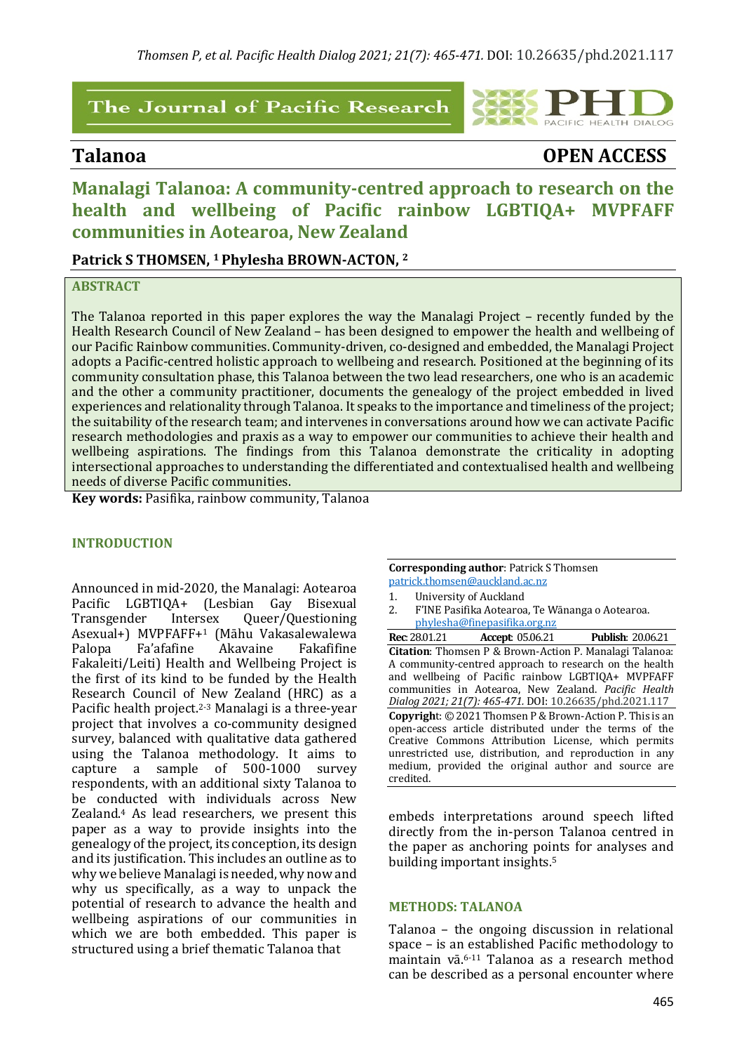The Journal of Pacific Research

# Talanoa — OPEN ACCESS

# Manalagi Talanoa: A community-centred approach to research on the health and wellbeing of Pacific rainbow LGBTIQA+ MVPFAFF communities in Aotearoa, New Zealand

**Patrick S THOMSEN,** [1] **Phylesha BROWN-ACTON,** [2]

## ABSTRACT

The Talanoa reported in this paper explores the way the Manalagi Project – recently funded by the Health Research Council of New Zealand – has been designed to empower the health and wellbeing of our Pacific Rainbow communities. Community-driven, co-designed and embedded, the Manalagi Project adopts a Pacific-centred holistic approach to wellbeing and research. Positioned at the beginning of its community consultation phase, this Talanoa between the two lead researchers, one who is an academic and the other a community practitioner, documents the genealogy of the project embedded in lived experiences and relationality through Talanoa. It speaks to the importance and timeliness of the project; the suitability of the research team; and intervenes in conversations around how we can activate Pacific research methodologies and praxis as a way to empower our communities to achieve their health and wellbeing aspirations. The findings from this Talanoa demonstrate the criticality in adopting intersectional approaches to understanding the differentiated and contextualised health and wellbeing needs of diverse Pacific communities.

**Key words:** Pasifika, rainbow community, Talanoa

## INTRODUCTION

Announced in mid-2020, the Manalagi: Aotearoa Pacific LGBTIQA+ (Lesbian Gay Bisexual Transgender Intersex Queer/Questioning Asexual+) MVPFAFF+[1] (Māhu Vakasalewalewa Palopa Fa'afafine Akavaine Fakafifine Fakaleiti/Leiti) Health and Wellbeing Project is the first of its kind to be funded by the Health Research Council of New Zealand (HRC) as a Pacific health project.[2-3] Manalagi is a three-year project that involves a co-community designed survey, balanced with qualitative data gathered using the Talanoa methodology. It aims to capture a sample of 500-1000 survey respondents, with an additional sixty Talanoa to be conducted with individuals across New Zealand.[4] As lead researchers, we present this paper as a way to provide insights into the genealogy of the project, its conception, its design and its justification. This includes an outline as to why we believe Manalagi is needed, why now and why us specifically, as a way to unpack the potential of research to advance the health and wellbeing aspirations of our communities in which we are both embedded. This paper is structured using a brief thematic Talanoa that embeds interpretations around speech lifted directly from the in-person Talanoa centred in the paper as anchoring points for analyses and building important insights.[5]

**Corresponding author**: Patrick S Thomsen
patrick.thomsen@auckland.ac.nz

1. University of Auckland
2. F'INE Pasifika Aotearoa, Te Wānanga o Aotearoa. phylesha@finepasifika.org.nz

**Rec**: 28.01.21 **Accept**: 05.06.21 **Publish**: 20.06.21

**Citation**: Thomsen P & Brown-Action P. Manalagi Talanoa: A community-centred approach to research on the health and wellbeing of Pacific rainbow LGBTIQA+ MVPFAFF communities in Aotearoa, New Zealand. *Pacific Health Dialog 2021; 21(7): 465-471.* DOI: 10.26635/phd.2021.117

**Copyright**: © 2021 Thomsen P & Brown-Action P. This is an open-access article distributed under the terms of the Creative Commons Attribution License, which permits unrestricted use, distribution, and reproduction in any medium, provided the original author and source are credited.

## METHODS: TALANOA

Talanoa – the ongoing discussion in relational space – is an established Pacific methodology to maintain vā.[6-11] Talanoa as a research method can be described as a personal encounter where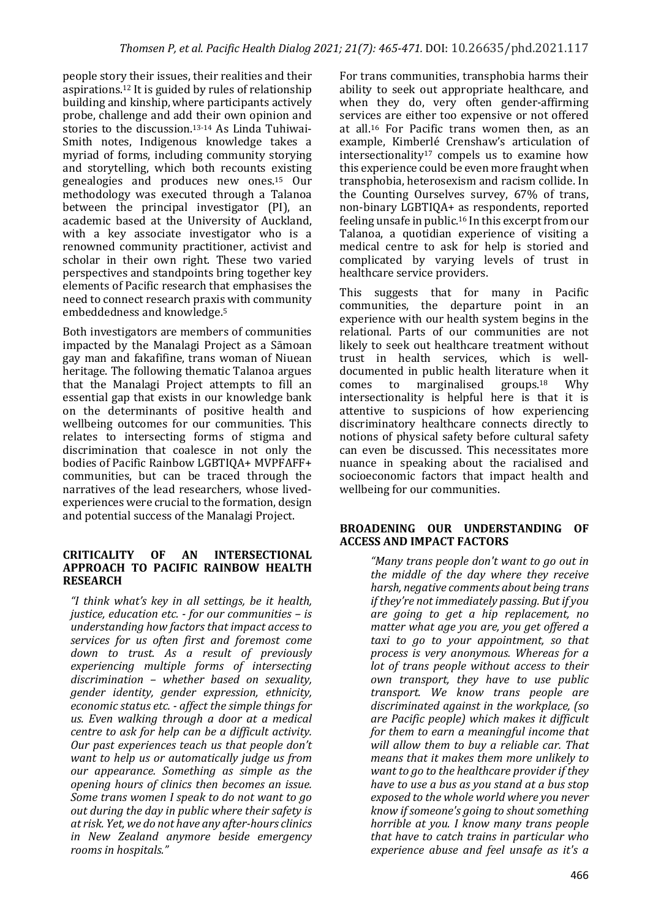people story their issues, their realities and their aspirations.[12] It is guided by rules of relationship building and kinship, where participants actively probe, challenge and add their own opinion and stories to the discussion.[13-14] As Linda Tuhiwai-Smith notes, Indigenous knowledge takes a myriad of forms, including community storying and storytelling, which both recounts existing genealogies and produces new ones.[15] Our methodology was executed through a Talanoa between the principal investigator (PI), an academic based at the University of Auckland, with a key associate investigator who is a renowned community practitioner, activist and scholar in their own right. These two varied perspectives and standpoints bring together key elements of Pacific research that emphasises the need to connect research praxis with community embeddedness and knowledge.[5]

Both investigators are members of communities impacted by the Manalagi Project as a Sāmoan gay man and fakafifine, trans woman of Niuean heritage. The following thematic Talanoa argues that the Manalagi Project attempts to fill an essential gap that exists in our knowledge bank on the determinants of positive health and wellbeing outcomes for our communities. This relates to intersecting forms of stigma and discrimination that coalesce in not only the bodies of Pacific Rainbow LGBTIQA+ MVPFAFF+ communities, but can be traced through the narratives of the lead researchers, whose lived-experiences were crucial to the formation, design and potential success of the Manalagi Project.

## CRITICALITY OF AN INTERSECTIONAL APPROACH TO PACIFIC RAINBOW HEALTH RESEARCH

*"I think what's key in all settings, be it health, justice, education etc. - for our communities – is understanding how factors that impact access to services for us often first and foremost come down to trust. As a result of previously experiencing multiple forms of intersecting discrimination – whether based on sexuality, gender identity, gender expression, ethnicity, economic status etc. - affect the simple things for us. Even walking through a door at a medical centre to ask for help can be a difficult activity. Our past experiences teach us that people don't want to help us or automatically judge us from our appearance. Something as simple as the opening hours of clinics then becomes an issue. Some trans women I speak to do not want to go out during the day in public where their safety is at risk. Yet, we do not have any after-hours clinics in New Zealand anymore beside emergency rooms in hospitals."*

For trans communities, transphobia harms their ability to seek out appropriate healthcare, and when they do, very often gender-affirming services are either too expensive or not offered at all.[16] For Pacific trans women then, as an example, Kimberlé Crenshaw's articulation of intersectionality[17] compels us to examine how this experience could be even more fraught when transphobia, heterosexism and racism collide. In the Counting Ourselves survey, 67% of trans, non-binary LGBTIQA+ as respondents, reported feeling unsafe in public.[16] In this excerpt from our Talanoa, a quotidian experience of visiting a medical centre to ask for help is storied and complicated by varying levels of trust in healthcare service providers.

This suggests that for many in Pacific communities, the departure point in an experience with our health system begins in the relational. Parts of our communities are not likely to seek out healthcare treatment without trust in health services, which is well-documented in public health literature when it comes to marginalised groups.[18] Why intersectionality is helpful here is that it is attentive to suspicions of how experiencing discriminatory healthcare connects directly to notions of physical safety before cultural safety can even be discussed. This necessitates more nuance in speaking about the racialised and socioeconomic factors that impact health and wellbeing for our communities.

## BROADENING OUR UNDERSTANDING OF ACCESS AND IMPACT FACTORS

*"Many trans people don't want to go out in the middle of the day where they receive harsh, negative comments about being trans if they're not immediately passing. But if you are going to get a hip replacement, no matter what age you are, you get offered a taxi to go to your appointment, so that process is very anonymous. Whereas for a lot of trans people without access to their own transport, they have to use public transport. We know trans people are discriminated against in the workplace, (so are Pacific people) which makes it difficult for them to earn a meaningful income that will allow them to buy a reliable car. That means that it makes them more unlikely to want to go to the healthcare provider if they have to use a bus as you stand at a bus stop exposed to the whole world where you never know if someone's going to shout something horrible at you. I know many trans people that have to catch trains in particular who experience abuse and feel unsafe as it's a*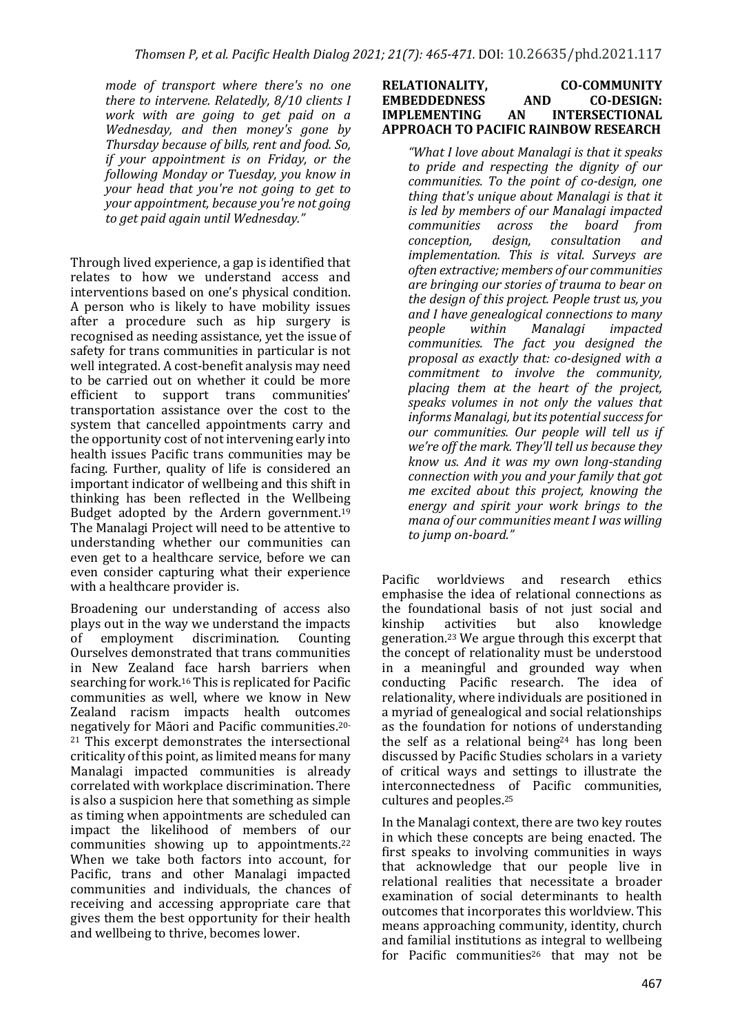*mode of transport where there's no one there to intervene. Relatedly, 8/10 clients I work with are going to get paid on a Wednesday, and then money's gone by Thursday because of bills, rent and food. So, if your appointment is on Friday, or the following Monday or Tuesday, you know in your head that you're not going to get to your appointment, because you're not going to get paid again until Wednesday."*

Through lived experience, a gap is identified that relates to how we understand access and interventions based on one's physical condition. A person who is likely to have mobility issues after a procedure such as hip surgery is recognised as needing assistance, yet the issue of safety for trans communities in particular is not well integrated. A cost-benefit analysis may need to be carried out on whether it could be more efficient to support trans communities' transportation assistance over the cost to the system that cancelled appointments carry and the opportunity cost of not intervening early into health issues Pacific trans communities may be facing. Further, quality of life is considered an important indicator of wellbeing and this shift in thinking has been reflected in the Wellbeing Budget adopted by the Ardern government.[19] The Manalagi Project will need to be attentive to understanding whether our communities can even get to a healthcare service, before we can even consider capturing what their experience with a healthcare provider is.

Broadening our understanding of access also plays out in the way we understand the impacts of employment discrimination. Counting Ourselves demonstrated that trans communities in New Zealand face harsh barriers when searching for work.[16] This is replicated for Pacific communities as well, where we know in New Zealand racism impacts health outcomes negatively for Māori and Pacific communities.[20-21] This excerpt demonstrates the intersectional criticality of this point, as limited means for many Manalagi impacted communities is already correlated with workplace discrimination. There is also a suspicion here that something as simple as timing when appointments are scheduled can impact the likelihood of members of our communities showing up to appointments.[22] When we take both factors into account, for Pacific, trans and other Manalagi impacted communities and individuals, the chances of receiving and accessing appropriate care that gives them the best opportunity for their health and wellbeing to thrive, becomes lower.

## RELATIONALITY, CO-COMMUNITY EMBEDDEDNESS AND CO-DESIGN: IMPLEMENTING AN INTERSECTIONAL APPROACH TO PACIFIC RAINBOW RESEARCH

*"What I love about Manalagi is that it speaks to pride and respecting the dignity of our communities. To the point of co-design, one thing that's unique about Manalagi is that it is led by members of our Manalagi impacted communities across the board from conception, design, consultation and implementation. This is vital. Surveys are often extractive; members of our communities are bringing our stories of trauma to bear on the design of this project. People trust us, you and I have genealogical connections to many people within Manalagi impacted communities. The fact you designed the proposal as exactly that: co-designed with a commitment to involve the community, placing them at the heart of the project, speaks volumes in not only the values that informs Manalagi, but its potential success for our communities. Our people will tell us if we're off the mark. They'll tell us because they know us. And it was my own long-standing connection with you and your family that got me excited about this project, knowing the energy and spirit your work brings to the mana of our communities meant I was willing to jump on-board."*

Pacific worldviews and research ethics emphasise the idea of relational connections as the foundational basis of not just social and kinship activities but also knowledge generation.[23] We argue through this excerpt that the concept of relationality must be understood in a meaningful and grounded way when conducting Pacific research. The idea of relationality, where individuals are positioned in a myriad of genealogical and social relationships as the foundation for notions of understanding the self as a relational being[24] has long been discussed by Pacific Studies scholars in a variety of critical ways and settings to illustrate the interconnectedness of Pacific communities, cultures and peoples.[25]

In the Manalagi context, there are two key routes in which these concepts are being enacted. The first speaks to involving communities in ways that acknowledge that our people live in relational realities that necessitate a broader examination of social determinants to health outcomes that incorporates this worldview. This means approaching community, identity, church and familial institutions as integral to wellbeing for Pacific communities[26] that may not be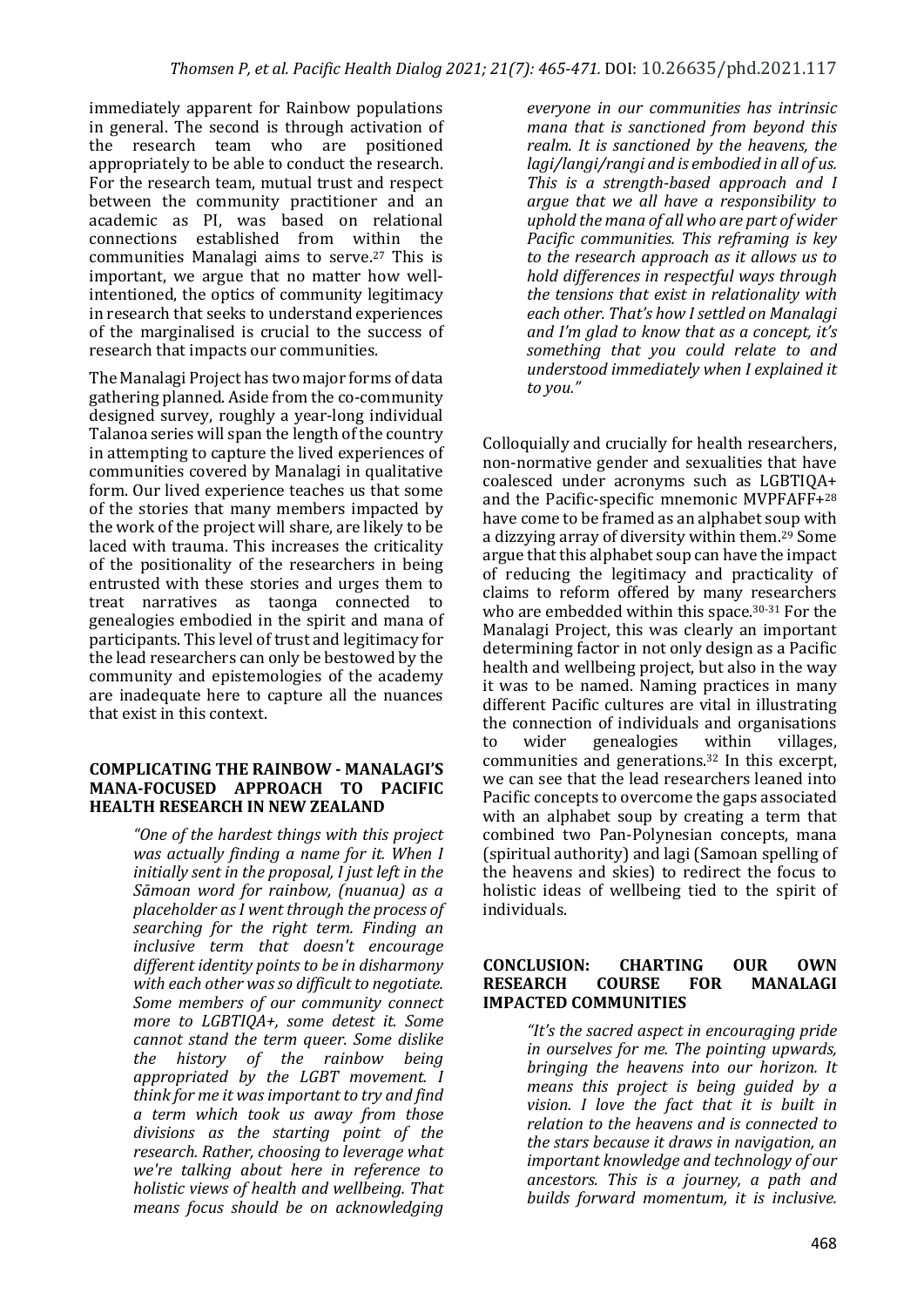immediately apparent for Rainbow populations in general. The second is through activation of the research team who are positioned appropriately to be able to conduct the research. For the research team, mutual trust and respect between the community practitioner and an academic as PI, was based on relational connections established from within the communities Manalagi aims to serve.[27] This is important, we argue that no matter how well-intentioned, the optics of community legitimacy in research that seeks to understand experiences of the marginalised is crucial to the success of research that impacts our communities.

The Manalagi Project has two major forms of data gathering planned. Aside from the co-community designed survey, roughly a year-long individual Talanoa series will span the length of the country in attempting to capture the lived experiences of communities covered by Manalagi in qualitative form. Our lived experience teaches us that some of the stories that many members impacted by the work of the project will share, are likely to be laced with trauma. This increases the criticality of the positionality of the researchers in being entrusted with these stories and urges them to treat narratives as taonga connected to genealogies embodied in the spirit and mana of participants. This level of trust and legitimacy for the lead researchers can only be bestowed by the community and epistemologies of the academy are inadequate here to capture all the nuances that exist in this context.

## COMPLICATING THE RAINBOW - MANALAGI'S MANA-FOCUSED APPROACH TO PACIFIC HEALTH RESEARCH IN NEW ZEALAND

> *"One of the hardest things with this project was actually finding a name for it. When I initially sent in the proposal, I just left in the Sāmoan word for rainbow, (nuanua) as a placeholder as I went through the process of searching for the right term. Finding an inclusive term that doesn't encourage different identity points to be in disharmony with each other was so difficult to negotiate. Some members of our community connect more to LGBTIQA+, some detest it. Some cannot stand the term queer. Some dislike the history of the rainbow being appropriated by the LGBT movement. I think for me it was important to try and find a term which took us away from those divisions as the starting point of the research. Rather, choosing to leverage what we're talking about here in reference to holistic views of health and wellbeing. That means focus should be on acknowledging everyone in our communities has intrinsic mana that is sanctioned from beyond this realm. It is sanctioned by the heavens, the lagi/langi/rangi and is embodied in all of us. This is a strength-based approach and I argue that we all have a responsibility to uphold the mana of all who are part of wider Pacific communities. This reframing is key to the research approach as it allows us to hold differences in respectful ways through the tensions that exist in relationality with each other. That's how I settled on Manalagi and I'm glad to know that as a concept, it's something that you could relate to and understood immediately when I explained it to you."*

Colloquially and crucially for health researchers, non-normative gender and sexualities that have coalesced under acronyms such as LGBTIQA+ and the Pacific-specific mnemonic MVPFAFF+[28] have come to be framed as an alphabet soup with a dizzying array of diversity within them.[29] Some argue that this alphabet soup can have the impact of reducing the legitimacy and practicality of claims to reform offered by many researchers who are embedded within this space.[30-31] For the Manalagi Project, this was clearly an important determining factor in not only design as a Pacific health and wellbeing project, but also in the way it was to be named. Naming practices in many different Pacific cultures are vital in illustrating the connection of individuals and organisations to wider genealogies within villages, communities and generations.[32] In this excerpt, we can see that the lead researchers leaned into Pacific concepts to overcome the gaps associated with an alphabet soup by creating a term that combined two Pan-Polynesian concepts, mana (spiritual authority) and lagi (Samoan spelling of the heavens and skies) to redirect the focus to holistic ideas of wellbeing tied to the spirit of individuals.

## CONCLUSION: CHARTING OUR OWN RESEARCH COURSE FOR MANALAGI IMPACTED COMMUNITIES

> *"It's the sacred aspect in encouraging pride in ourselves for me. The pointing upwards, bringing the heavens into our horizon. It means this project is being guided by a vision. I love the fact that it is built in relation to the heavens and is connected to the stars because it draws in navigation, an important knowledge and technology of our ancestors. This is a journey, a path and builds forward momentum, it is inclusive.*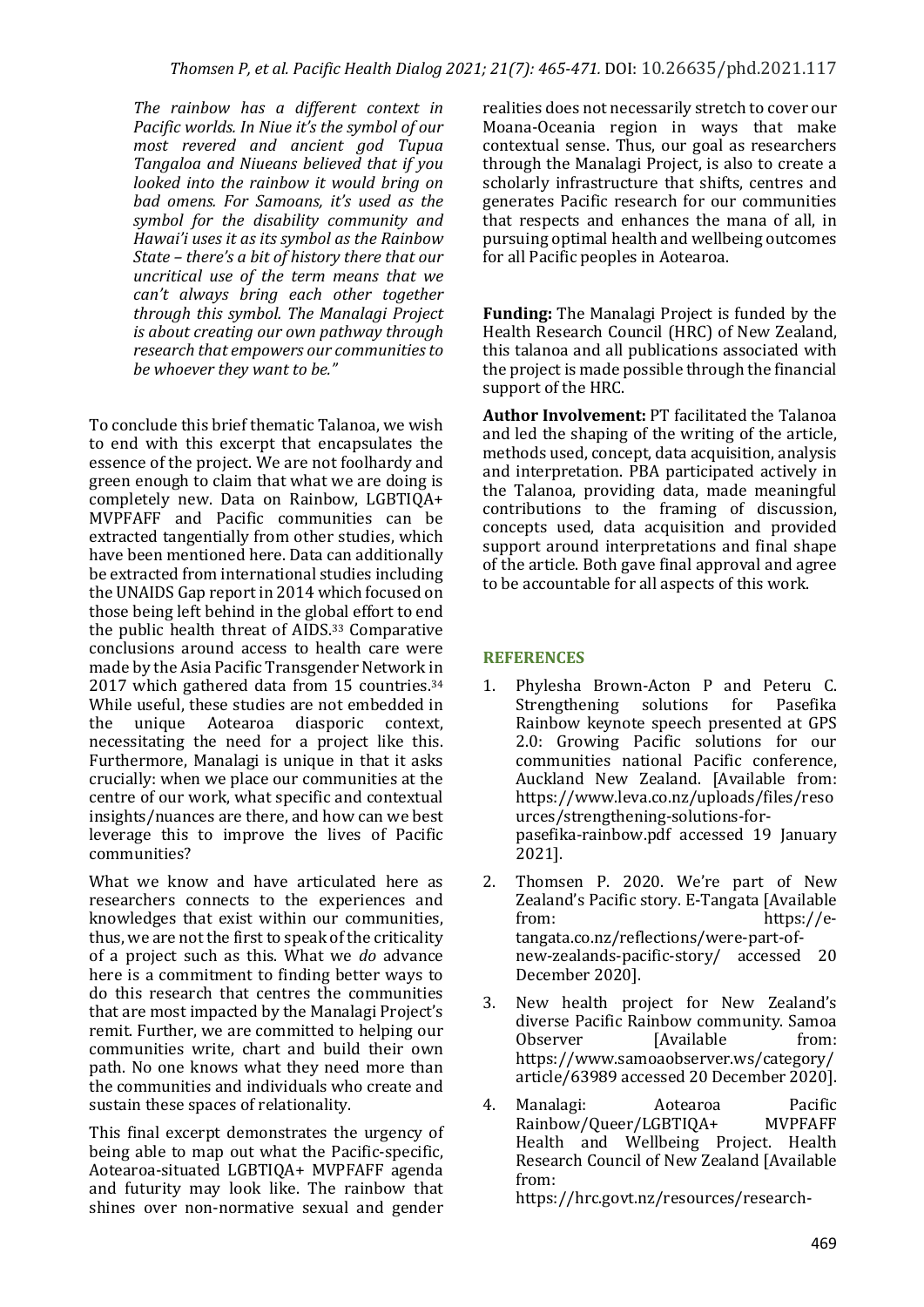*The rainbow has a different context in Pacific worlds. In Niue it's the symbol of our most revered and ancient god Tupua Tangaloa and Niueans believed that if you looked into the rainbow it would bring on bad omens. For Samoans, it's used as the symbol for the disability community and Hawai'i uses it as its symbol as the Rainbow State – there's a bit of history there that our uncritical use of the term means that we can't always bring each other together through this symbol. The Manalagi Project is about creating our own pathway through research that empowers our communities to be whoever they want to be."*

To conclude this brief thematic Talanoa, we wish to end with this excerpt that encapsulates the essence of the project. We are not foolhardy and green enough to claim that what we are doing is completely new. Data on Rainbow, LGBTIQA+ MVPFAFF and Pacific communities can be extracted tangentially from other studies, which have been mentioned here. Data can additionally be extracted from international studies including the UNAIDS Gap report in 2014 which focused on those being left behind in the global effort to end the public health threat of AIDS.[33] Comparative conclusions around access to health care were made by the Asia Pacific Transgender Network in 2017 which gathered data from 15 countries.[34] While useful, these studies are not embedded in the unique Aotearoa diasporic context, necessitating the need for a project like this. Furthermore, Manalagi is unique in that it asks crucially: when we place our communities at the centre of our work, what specific and contextual insights/nuances are there, and how can we best leverage this to improve the lives of Pacific communities?

What we know and have articulated here as researchers connects to the experiences and knowledges that exist within our communities, thus, we are not the first to speak of the criticality of a project such as this. What we *do* advance here is a commitment to finding better ways to do this research that centres the communities that are most impacted by the Manalagi Project's remit. Further, we are committed to helping our communities write, chart and build their own path. No one knows what they need more than the communities and individuals who create and sustain these spaces of relationality.

This final excerpt demonstrates the urgency of being able to map out what the Pacific-specific, Aotearoa-situated LGBTIQA+ MVPFAFF agenda and futurity may look like. The rainbow that shines over non-normative sexual and gender realities does not necessarily stretch to cover our Moana-Oceania region in ways that make contextual sense. Thus, our goal as researchers through the Manalagi Project, is also to create a scholarly infrastructure that shifts, centres and generates Pacific research for our communities that respects and enhances the mana of all, in pursuing optimal health and wellbeing outcomes for all Pacific peoples in Aotearoa.

**Funding:** The Manalagi Project is funded by the Health Research Council (HRC) of New Zealand, this talanoa and all publications associated with the project is made possible through the financial support of the HRC.

**Author Involvement:** PT facilitated the Talanoa and led the shaping of the writing of the article, methods used, concept, data acquisition, analysis and interpretation. PBA participated actively in the Talanoa, providing data, made meaningful contributions to the framing of discussion, concepts used, data acquisition and provided support around interpretations and final shape of the article. Both gave final approval and agree to be accountable for all aspects of this work.

## REFERENCES

1. Phylesha Brown-Acton P and Peteru C. Strengthening solutions for Pasefika Rainbow keynote speech presented at GPS 2.0: Growing Pacific solutions for our communities national Pacific conference, Auckland New Zealand. [Available from: https://www.leva.co.nz/uploads/files/resources/strengthening-solutions-for-pasefika-rainbow.pdf accessed 19 January 2021].
2. Thomsen P. 2020. We're part of New Zealand's Pacific story. E-Tangata [Available from: https://e-tangata.co.nz/reflections/were-part-of-new-zealands-pacific-story/ accessed 20 December 2020].
3. New health project for New Zealand's diverse Pacific Rainbow community. Samoa Observer [Available from: https://www.samoaobserver.ws/category/article/63989 accessed 20 December 2020].
4. Manalagi: Aotearoa Pacific Rainbow/Queer/LGBTIQA+ MVPFAFF Health and Wellbeing Project. Health Research Council of New Zealand [Available from: https://hrc.govt.nz/resources/research-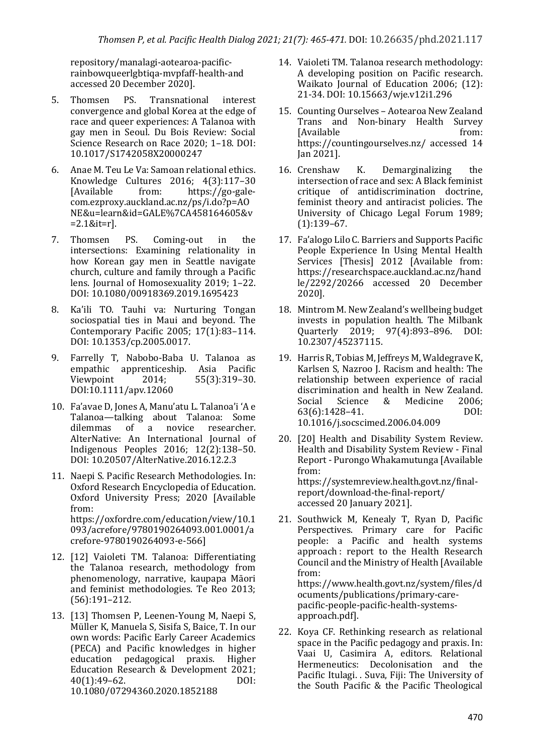repository/manalagi-aotearoa-pacific-rainbowqueerlgbtiqa-mvpfaff-health-and accessed 20 December 2020].

5. Thomsen PS. Transnational interest convergence and global Korea at the edge of race and queer experiences: A Talanoa with gay men in Seoul. Du Bois Review: Social Science Research on Race 2020; 1–18. DOI: 10.1017/S1742058X20000247
6. Anae M. Teu Le Va: Samoan relational ethics. Knowledge Cultures 2016; 4(3):117–30 [Available from: https://go-gale-com.ezproxy.auckland.ac.nz/ps/i.do?p=AONE&u=learn&id=GALE%7CA458164605&v=2.1&it=r].
7. Thomsen PS. Coming-out in the intersections: Examining relationality in how Korean gay men in Seattle navigate church, culture and family through a Pacific lens. Journal of Homosexuality 2019; 1–22. DOI: 10.1080/00918369.2019.1695423
8. Ka'ili TO. Tauhi va: Nurturing Tongan sociospatial ties in Maui and beyond. The Contemporary Pacific 2005; 17(1):83–114. DOI: 10.1353/cp.2005.0017.
9. Farrelly T, Nabobo-Baba U. Talanoa as empathic apprenticeship. Asia Pacific Viewpoint 2014; 55(3):319–30. DOI:10.1111/apv.12060
10. Fa'avae D, Jones A, Manu'atu L. Talanoa'i 'A e Talanoa—talking about Talanoa: Some dilemmas of a novice researcher. AlterNative: An International Journal of Indigenous Peoples 2016; 12(2):138–50. DOI: 10.20507/AlterNative.2016.12.2.3
11. Naepi S. Pacific Research Methodologies. In: Oxford Research Encyclopedia of Education. Oxford University Press; 2020 [Available from: https://oxfordre.com/education/view/10.1093/acrefore/9780190264093.001.0001/acrefore-9780190264093-e-566]
12. [12] Vaioleti TM. Talanoa: Differentiating the Talanoa research, methodology from phenomenology, narrative, kaupapa Māori and feminist methodologies. Te Reo 2013; (56):191–212.
13. [13] Thomsen P, Leenen-Young M, Naepi S, Müller K, Manuela S, Sisifa S, Baice, T. In our own words: Pacific Early Career Academics (PECA) and Pacific knowledges in higher education pedagogical praxis. Higher Education Research & Development 2021; 40(1):49–62. DOI: 10.1080/07294360.2020.1852188
14. Vaioleti TM. Talanoa research methodology: A developing position on Pacific research. Waikato Journal of Education 2006; (12): 21-34. DOI: 10.15663/wje.v12i1.296
15. Counting Ourselves – Aotearoa New Zealand Trans and Non-binary Health Survey [Available from: https://countingourselves.nz/ accessed 14 Jan 2021].
16. Crenshaw K. Demarginalizing the intersection of race and sex: A Black feminist critique of antidiscrimination doctrine, feminist theory and antiracist policies. The University of Chicago Legal Forum 1989; (1):139–67.
17. Fa'alogo Lilo C. Barriers and Supports Pacific People Experience In Using Mental Health Services [Thesis] 2012 [Available from: https://researchspace.auckland.ac.nz/handle/2292/20266 accessed 20 December 2020].
18. Mintrom M. New Zealand's wellbeing budget invests in population health. The Milbank Quarterly 2019; 97(4):893–896. DOI: 10.2307/45237115.
19. Harris R, Tobias M, Jeffreys M, Waldegrave K, Karlsen S, Nazroo J. Racism and health: The relationship between experience of racial discrimination and health in New Zealand. Social Science & Medicine 2006; 63(6):1428–41. DOI: 10.1016/j.socscimed.2006.04.009
20. [20] Health and Disability System Review. Health and Disability System Review - Final Report - Purongo Whakamutunga [Available from: https://systemreview.health.govt.nz/final-report/download-the-final-report/ accessed 20 January 2021].
21. Southwick M, Kenealy T, Ryan D, Pacific Perspectives. Primary care for Pacific people: a Pacific and health systems approach : report to the Health Research Council and the Ministry of Health [Available from: https://www.health.govt.nz/system/files/documents/publications/primary-care-pacific-people-pacific-health-systems-approach.pdf].
22. Koya CF. Rethinking research as relational space in the Pacific pedagogy and praxis. In: Vaai U, Casimira A, editors. Relational Hermeneutics: Decolonisation and the Pacific Itulagi. . Suva, Fiji: The University of the South Pacific & the Pacific Theological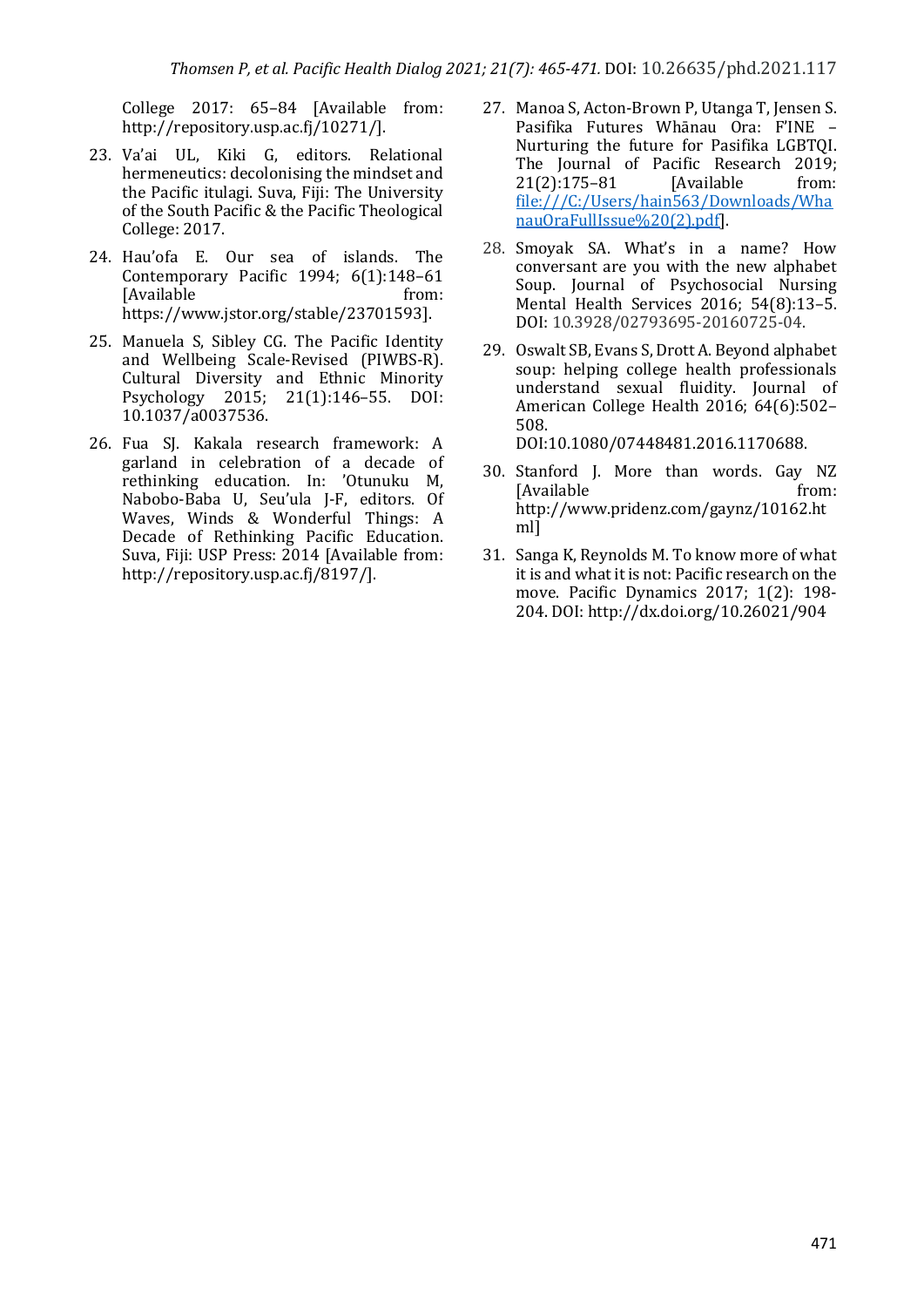College 2017: 65–84 [Available from: http://repository.usp.ac.fj/10271/].

23. Va'ai UL, Kiki G, editors. Relational hermeneutics: decolonising the mindset and the Pacific itulagi. Suva, Fiji: The University of the South Pacific & the Pacific Theological College: 2017.

24. Hau'ofa E. Our sea of islands. The Contemporary Pacific 1994; 6(1):148–61 [Available from: https://www.jstor.org/stable/23701593].

25. Manuela S, Sibley CG. The Pacific Identity and Wellbeing Scale-Revised (PIWBS-R). Cultural Diversity and Ethnic Minority Psychology 2015; 21(1):146–55. DOI: 10.1037/a0037536.

26. Fua SJ. Kakala research framework: A garland in celebration of a decade of rethinking education. In: 'Otunuku M, Nabobo-Baba U, Seu'ula J-F, editors. Of Waves, Winds & Wonderful Things: A Decade of Rethinking Pacific Education. Suva, Fiji: USP Press: 2014 [Available from: http://repository.usp.ac.fj/8197/].

27. Manoa S, Acton-Brown P, Utanga T, Jensen S. Pasifika Futures Whānau Ora: F'INE – Nurturing the future for Pasifika LGBTQI. The Journal of Pacific Research 2019; 21(2):175–81 [Available from: file:///C:/Users/hain563/Downloads/WhanauOraFullIssue%20(2).pdf].

28. Smoyak SA. What's in a name? How conversant are you with the new alphabet Soup. Journal of Psychosocial Nursing Mental Health Services 2016; 54(8):13–5. DOI: 10.3928/02793695-20160725-04.

29. Oswalt SB, Evans S, Drott A. Beyond alphabet soup: helping college health professionals understand sexual fluidity. Journal of American College Health 2016; 64(6):502–508. DOI:10.1080/07448481.2016.1170688.

30. Stanford J. More than words. Gay NZ [Available from: http://www.pridenz.com/gaynz/10162.html]

31. Sanga K, Reynolds M. To know more of what it is and what it is not: Pacific research on the move. Pacific Dynamics 2017; 1(2): 198-204. DOI: http://dx.doi.org/10.26021/904